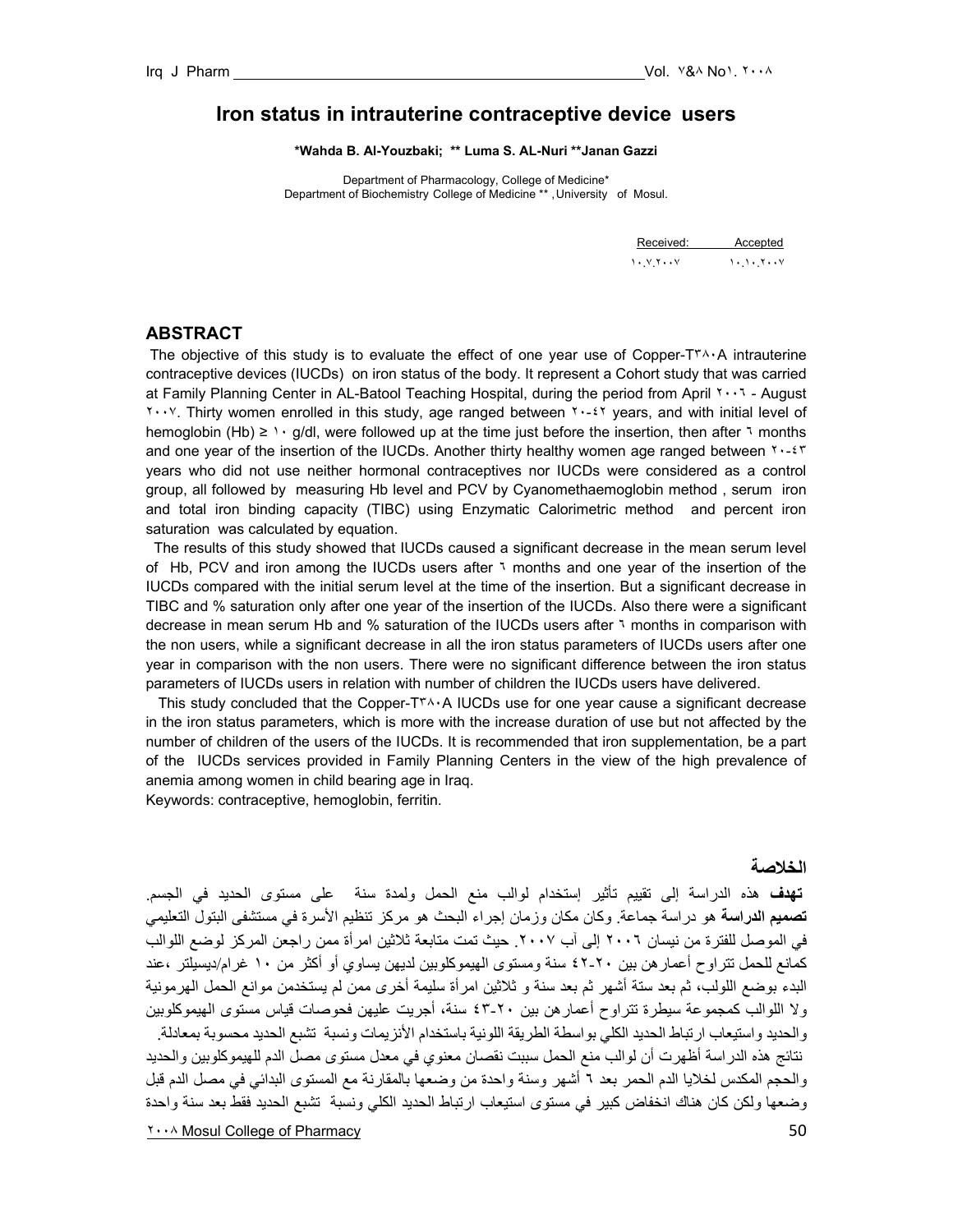# Iron status in intrauterine contraceptive device users

**\*Wahda B. Al-Youzbaki; \*\* Luma S. AL-Nuri \*\*Janan Gazzi**

Department of Pharmacology, College of Medicine*
Department of Biochemistry College of Medicine ** , University of Mosul.

| Received: | Accepted |
|---|---|
| ١٠.٧.٢٠٠٧ | ١٠.١٠.٢٠٠٧ |

## ABSTRACT

The objective of this study is to evaluate the effect of one year use of Copper-T٣٨٠A intrauterine contraceptive devices (IUCDs) on iron status of the body. It represent a Cohort study that was carried at Family Planning Center in AL-Batool Teaching Hospital, during the period from April ٢٠٠٦ - August ٢٠٠٧. Thirty women enrolled in this study, age ranged between ٢٠-٤٢ years, and with initial level of hemoglobin (Hb) ≥ ١٠ g/dl, were followed up at the time just before the insertion, then after ٦ months and one year of the insertion of the IUCDs. Another thirty healthy women age ranged between ٢٠-٤٣ years who did not use neither hormonal contraceptives nor IUCDs were considered as a control group, all followed by measuring Hb level and PCV by Cyanomethaemoglobin method , serum iron and total iron binding capacity (TIBC) using Enzymatic Calorimetric method and percent iron saturation was calculated by equation.

The results of this study showed that IUCDs caused a significant decrease in the mean serum level of Hb, PCV and iron among the IUCDs users after ٦ months and one year of the insertion of the IUCDs compared with the initial serum level at the time of the insertion. But a significant decrease in TIBC and % saturation only after one year of the insertion of the IUCDs. Also there were a significant decrease in mean serum Hb and % saturation of the IUCDs users after ٦ months in comparison with the non users, while a significant decrease in all the iron status parameters of IUCDs users after one year in comparison with the non users. There were no significant difference between the iron status parameters of IUCDs users in relation with number of children the IUCDs users have delivered.

This study concluded that the Copper-T٣٨٠A IUCDs use for one year cause a significant decrease in the iron status parameters, which is more with the increase duration of use but not affected by the number of children of the users of the IUCDs. It is recommended that iron supplementation, be a part of the IUCDs services provided in Family Planning Centers in the view of the high prevalence of anemia among women in child bearing age in Iraq.

Keywords: contraceptive, hemoglobin, ferritin.

## الخلاصة

**تهدف** هذه الدراسة إلى تقييم تأثير إستخدام لوالب منع الحمل ولمدة سنة على مستوى الحديد في الجسم. **تصميم الدراسة** هو دراسة جماعة. وكان مكان وزمان إجراء البحث هو مركز تنظيم الأسرة في مستشفى البتول التعليمي في الموصل للفترة من نيسان ٢٠٠٦ إلى آب ٢٠٠٧. حيث تمت متابعة ثلاثين امرأة ممن راجعن المركز لوضع اللوالب كمانع للحمل تتراوح أعمارهن بين ٢٠-٤٢ سنة ومستوى الهيموكلوبين لديهن يساوي أو أكثر من ١٠ غرام/ديسيلتر ،عند البدء بوضع اللولب، ثم بعد ستة أشهر ثم بعد سنة و ثلاثين امرأة أخرى سليمة ممن لم يستخدمن موانع الحمل الهرمونية ولا اللوالب كمجموعة سيطرة تتراوح أعمارهن بين ٢٠-٤٣ سنة، أجريت عليهن فحوصات قياس مستوى الهيموكلوبين والحديد واستيعاب ارتباط الحديد الكلي بواسطة الطريقة اللونية باستخدام الأنزيمات ونسبة تشبع الحديد محسوبة بمعادلة.

نتائج هذه الدراسة أظهرت أن لوالب منع الحمل سببت نقصان معنوي في معدل مستوى مصل الدم للهيموكلوبين والحديد والحجم المكدس لخلايا الدم الحمر بعد ٦ أشهر وسنة واحدة من وضعها بالمقارنة مع المستوى البدائي في مصل الدم قبل وضعها ولكن كان هناك انخفاض كبير في مستوى استيعاب ارتباط الحديد الكلي ونسبة تشبع الحديد فقط بعد سنة واحدة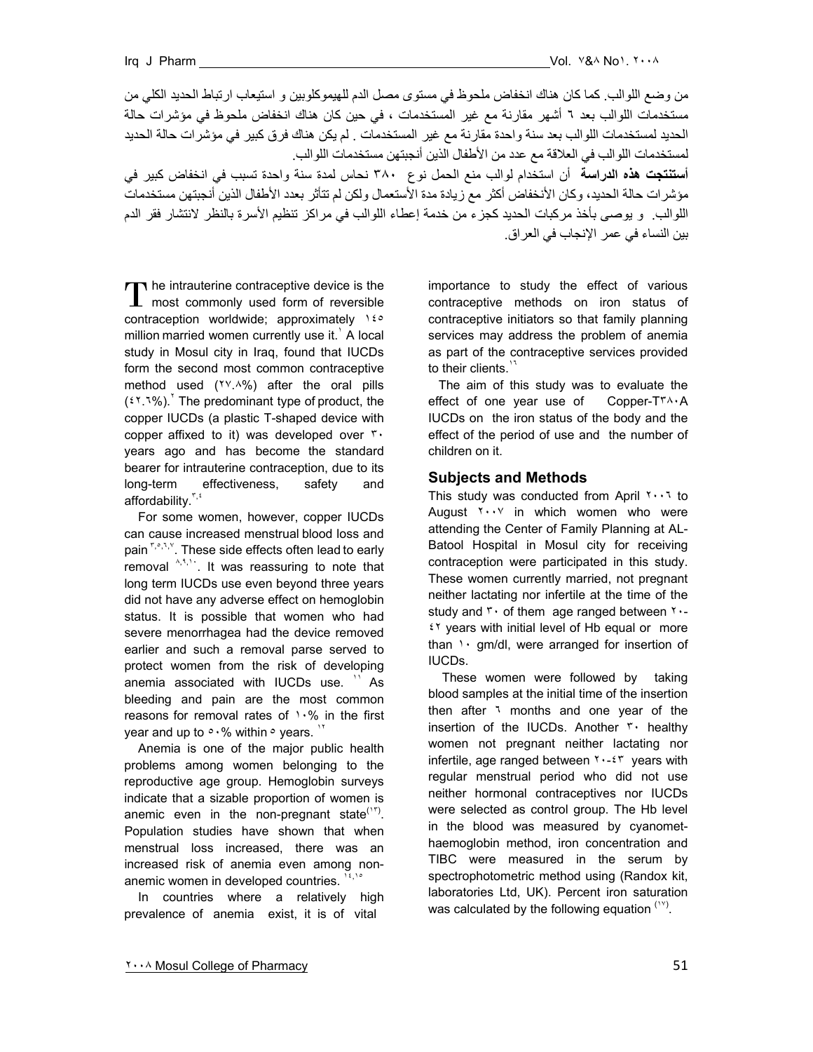من وضع اللوالب. كما كان هناك انخفاض ملحوظ في مستوى مصل الدم للهيموكلوبين و استيعاب ارتباط الحديد الكلي من مستخدمات اللوالب بعد ٦ أشهر مقارنة مع غير المستخدمات ، في حين كان هناك انخفاض ملحوظ في مؤشرات حالة الحديد لمستخدمات اللوالب بعد سنة واحدة مقارنة مع غير المستخدمات . لم يكن هناك فرق كبير في مؤشرات حالة الحديد لمستخدمات اللوالب في العلاقة مع عدد من الأطفال الذين أنجبتهن مستخدمات اللوالب.

**أستنتجت هذه الدراسة** أن استخدام لوالب منع الحمل نوع ٣٨٠ نحاس لمدة سنة واحدة تسبب في انخفاض كبير في مؤشرات حالة الحديد، وكان الأنخفاض أكثر مع زيادة مدة الأستعمال ولكن لم تتأثر بعدد الأطفال الذين أنجبتهن مستخدمات اللوالب. و يوصى بأخذ مركبات الحديد كجزء من خدمة إعطاء اللوالب في مراكز تنظيم الأسرة بالنظر لانتشار فقر الدم بين النساء في عمر الإنجاب في العراق.

The intrauterine contraceptive device is the most commonly used form of reversible contraception worldwide; approximately ١٤٥ million married women currently use it.[1] A local study in Mosul city in Iraq, found that IUCDs form the second most common contraceptive method used (٢٧.٨%) after the oral pills (٤٢.٦%).[2] The predominant type of product, the copper IUCDs (a plastic T-shaped device with copper affixed to it) was developed over ٣٠ years ago and has become the standard bearer for intrauterine contraception, due to its long-term effectiveness, safety and affordability.[3,4]

For some women, however, copper IUCDs can cause increased menstrual blood loss and pain[3,5,6,7]. These side effects often lead to early removal[8,9,10]. It was reassuring to note that long term IUCDs use even beyond three years did not have any adverse effect on hemoglobin status. It is possible that women who had severe menorrhagea had the device removed earlier and such a removal parse served to protect women from the risk of developing anemia associated with IUCDs use.[11] As bleeding and pain are the most common reasons for removal rates of ١٠% in the first year and up to ٥٠% within ٥ years.[12]

Anemia is one of the major public health problems among women belonging to the reproductive age group. Hemoglobin surveys indicate that a sizable proportion of women is anemic even in the non-pregnant state[13]. Population studies have shown that when menstrual loss increased, there was an increased risk of anemia even among non-anemic women in developed countries.[14,15]

In countries where a relatively high prevalence of anemia exist, it is of vital importance to study the effect of various contraceptive methods on iron status of contraceptive initiators so that family planning services may address the problem of anemia as part of the contraceptive services provided to their clients.[16]

The aim of this study was to evaluate the effect of one year use of Copper-T٣٨٠A IUCDs on the iron status of the body and the effect of the period of use and the number of children on it.

## Subjects and Methods

This study was conducted from April ٢٠٠٦ to August ٢٠٠٧ in which women who were attending the Center of Family Planning at AL-Batool Hospital in Mosul city for receiving contraception were participated in this study. These women currently married, not pregnant neither lactating nor infertile at the time of the study and ٣٠ of them age ranged between ٢٠-٤٢ years with initial level of Hb equal or more than ١٠ gm/dl, were arranged for insertion of IUCDs.

These women were followed by taking blood samples at the initial time of the insertion then after ٦ months and one year of the insertion of the IUCDs. Another ٣٠ healthy women not pregnant neither lactating nor infertile, age ranged between ٢٠-٤٣ years with regular menstrual period who did not use neither hormonal contraceptives nor IUCDs were selected as control group. The Hb level in the blood was measured by cyanomet-haemoglobin method, iron concentration and TIBC were measured in the serum by spectrophotometric method using (Randox kit, laboratories Ltd, UK). Percent iron saturation was calculated by the following equation[17].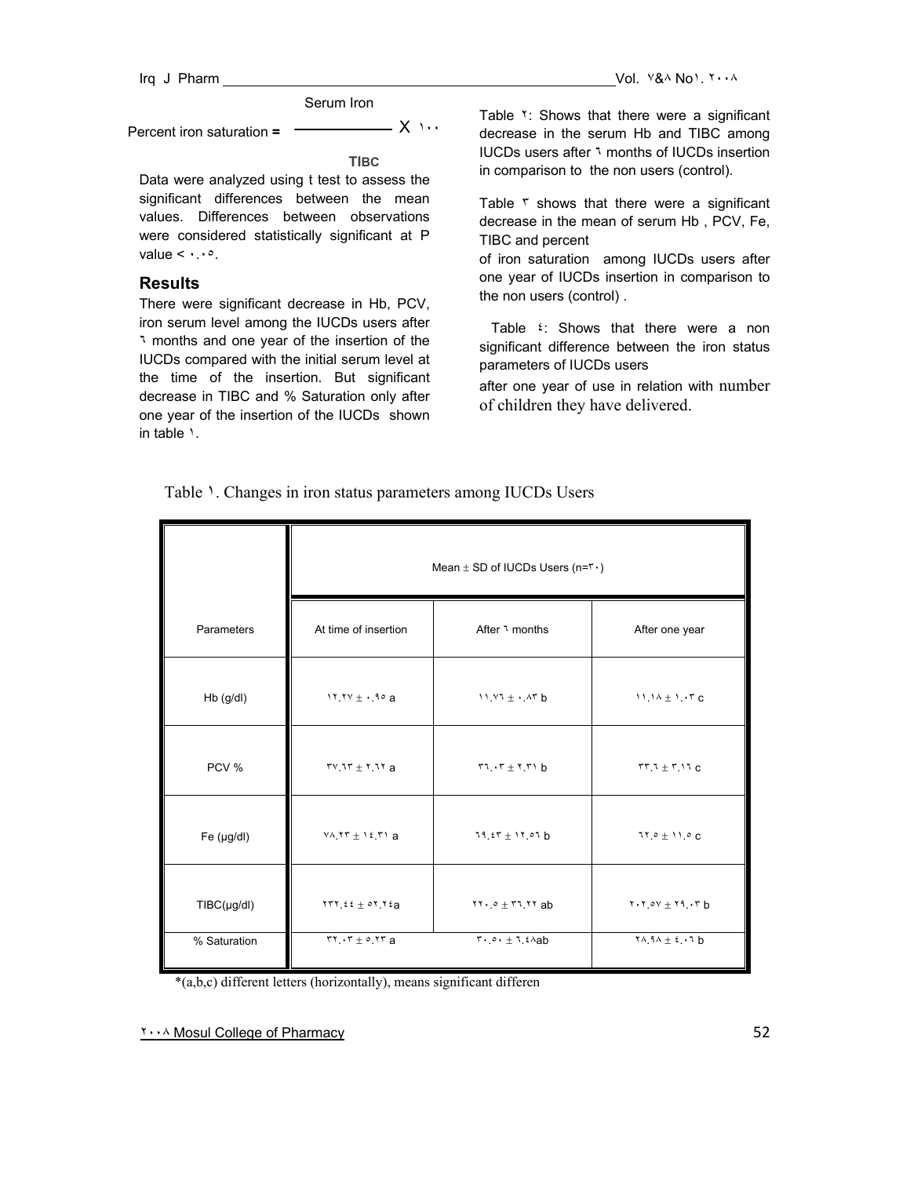$$\text{Percent iron saturation} = \frac{\text{Serum Iron}}{\text{TIBC}} \times ١٠٠$$

Data were analyzed using t test to assess the significant differences between the mean values. Differences between observations were considered statistically significant at P value < ٠.٠٥.

## Results

There were significant decrease in Hb, PCV, iron serum level among the IUCDs users after ٦ months and one year of the insertion of the IUCDs compared with the initial serum level at the time of the insertion. But significant decrease in TIBC and % Saturation only after one year of the insertion of the IUCDs shown in table ١.

Table ٢: Shows that there were a significant decrease in the serum Hb and TIBC among IUCDs users after ٦ months of IUCDs insertion in comparison to the non users (control).

Table ٣ shows that there were a significant decrease in the mean of serum Hb , PCV, Fe, TIBC and percent of iron saturation among IUCDs users after one year of IUCDs insertion in comparison to the non users (control) .

Table ٤: Shows that there were a non significant difference between the iron status parameters of IUCDs users after one year of use in relation with number of children they have delivered.

Table ١. Changes in iron status parameters among IUCDs Users

| | Mean ± SD of IUCDs Users (n=٣٠) | | |
|---|---|---|---|
| Parameters | At time of insertion | After ٦ months | After one year |
| Hb (g/dl) | ١٢.٢٧ ± ٠.٩٥ a | ١١.٧٦ ± ٠.٨٣ b | ١١.١٨ ± ١.٠٣ c |
| PCV % | ٣٧.٦٣ ± ٢.٦٢ a | ٣٦.٠٣ ± ٢.٣١ b | ٣٣.٦ ± ٣.١٦ c |
| Fe (µg/dl) | ٧٨.٢٣ ± ١٤.٣١ a | ٦٩.٤٣ ± ١٢.٥٦ b | ٦٢.٥ ± ١١.٥ c |
| TIBC(µg/dl) | ٢٣٢.٤٤ ± ٥٢.٢٤a | ٢٢٠.٥ ± ٣٦.٢٢ ab | ٢٠٢.٥٧ ± ٢٩.٠٣ b |
| % Saturation | ٣٢.٠٣ ± ٥.٢٣ a | ٣٠.٥٠ ± ٦.٤٨ab | ٢٨.٩٨ ± ٤.٠٦ b |

*(a,b,c) different letters (horizontally), means significant differen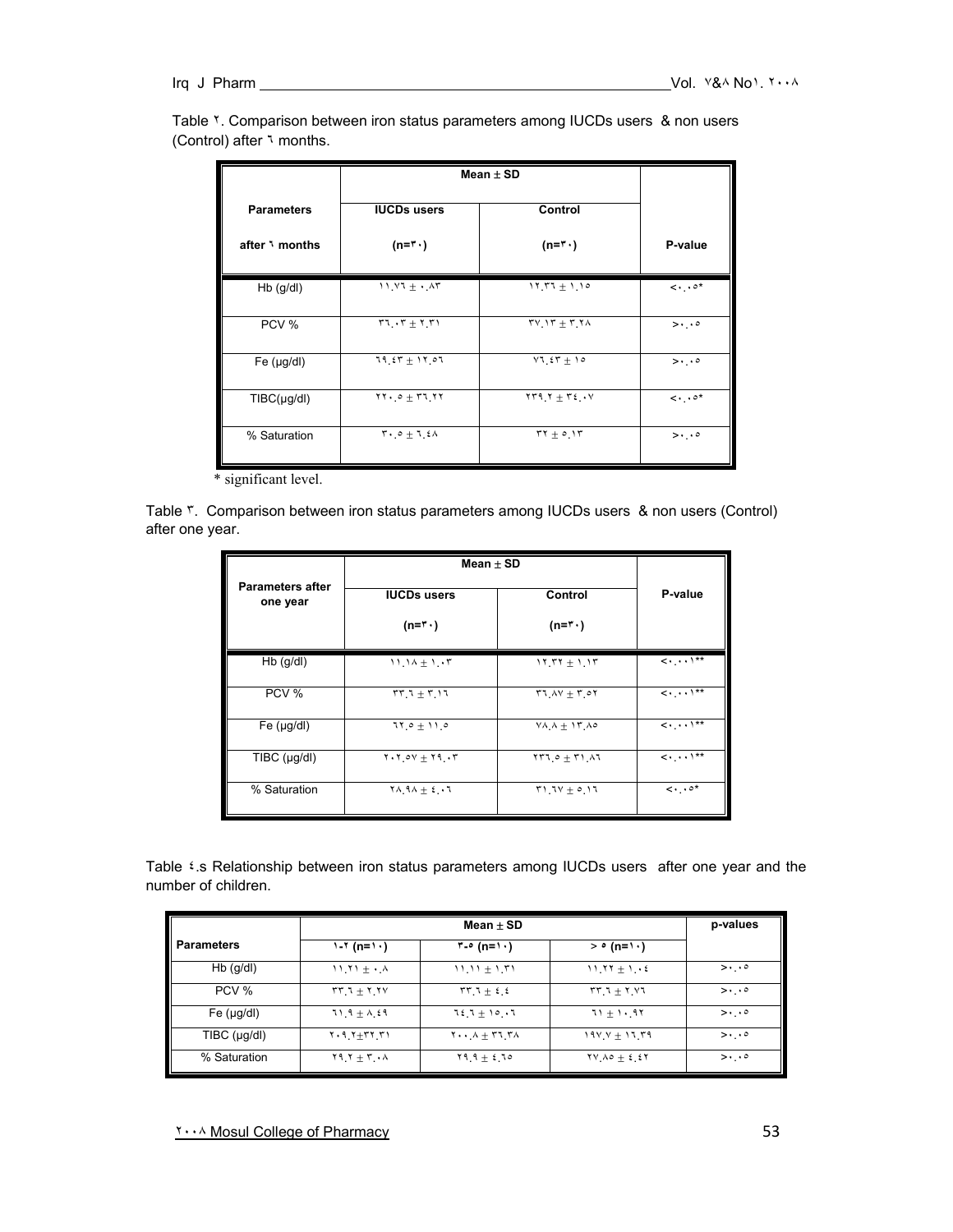Table ٢. Comparison between iron status parameters among IUCDs users & non users (Control) after ٦ months.

| Parameters after ٦ months | Mean ± SD | | P-value |
|---|---|---|---|
| | IUCDs users (n=٣٠) | Control (n=٣٠) | |
| Hb (g/dl) | ١١.٧٦ ± ٠.٨٣ | ١٢.٣٦ ± ١.١٥ | <٠.٠٥* |
| PCV % | ٣٦.٠٣ ± ٢.٣١ | ٣٧.١٣ ± ٣.٢٨ | >٠.٠٥ |
| Fe (μg/dl) | ٦٩.٤٣ ± ١٢.٥٦ | ٧٦.٤٣ ± ١٥ | >٠.٠٥ |
| TIBC(μg/dl) | ٢٢٠.٥ ± ٣٦.٢٢ | ٢٣٩.٢ ± ٣٤.٠٧ | <٠.٠٥* |
| % Saturation | ٣٠.٥ ± ٦.٤٨ | ٣٢ ± ٥.١٣ | >٠.٠٥ |

\* significant level.

Table ٣. Comparison between iron status parameters among IUCDs users & non users (Control) after one year.

| Parameters after one year | Mean ± SD | | P-value |
|---|---|---|---|
| | IUCDs users (n=٣٠) | Control (n=٣٠) | |
| Hb (g/dl) | ١١.١٨ ± ١.٠٣ | ١٢.٣٢ ± ١.١٣ | <٠.٠٠١** |
| PCV % | ٣٣.٦ ± ٣.١٦ | ٣٦.٨٧ ± ٣.٥٢ | <٠.٠٠١** |
| Fe (μg/dl) | ٦٢.٥ ± ١١.٥ | ٧٨.٨ ± ١٣.٨٥ | <٠.٠٠١** |
| TIBC (μg/dl) | ٢٠٢.٥٧ ± ٢٩.٠٣ | ٢٣٦.٥ ± ٣١.٨٦ | <٠.٠٠١** |
| % Saturation | ٢٨.٩٨ ± ٤.٠٦ | ٣١.٦٧ ± ٥.١٦ | <٠.٠٥* |

Table ٤.s Relationship between iron status parameters among IUCDs users after one year and the number of children.

| Parameters | Mean ± SD | | | p-values |
|---|---|---|---|---|
| | ١-٢ (n=١٠) | ٣-٥ (n=١٠) | > ٥ (n=١٠) | |
| Hb (g/dl) | ١١.٢١ ± ٠.٨ | ١١.١١ ± ١.٣١ | ١١.٢٢ ± ١.٠٤ | >٠.٠٥ |
| PCV % | ٣٣.٦ ± ٢.٢٧ | ٣٣.٦ ± ٤.٤ | ٣٣.٦ ± ٢.٧٦ | >٠.٠٥ |
| Fe (μg/dl) | ٦١.٩ ± ٨.٤٩ | ٦٤.٦ ± ١٥.٠٦ | ٦١ ± ١٠.٩٢ | >٠.٠٥ |
| TIBC (μg/dl) | ٢٠٩.٢±٣٢.٣١ | ٢٠٠.٨ ± ٣٦.٣٨ | ١٩٧.٧ ± ١٦.٣٩ | >٠.٠٥ |
| % Saturation | ٢٩.٢ ± ٣.٠٨ | ٢٩.٩ ± ٤.٦٥ | ٢٧.٨٥ ± ٤.٤٢ | >٠.٠٥ |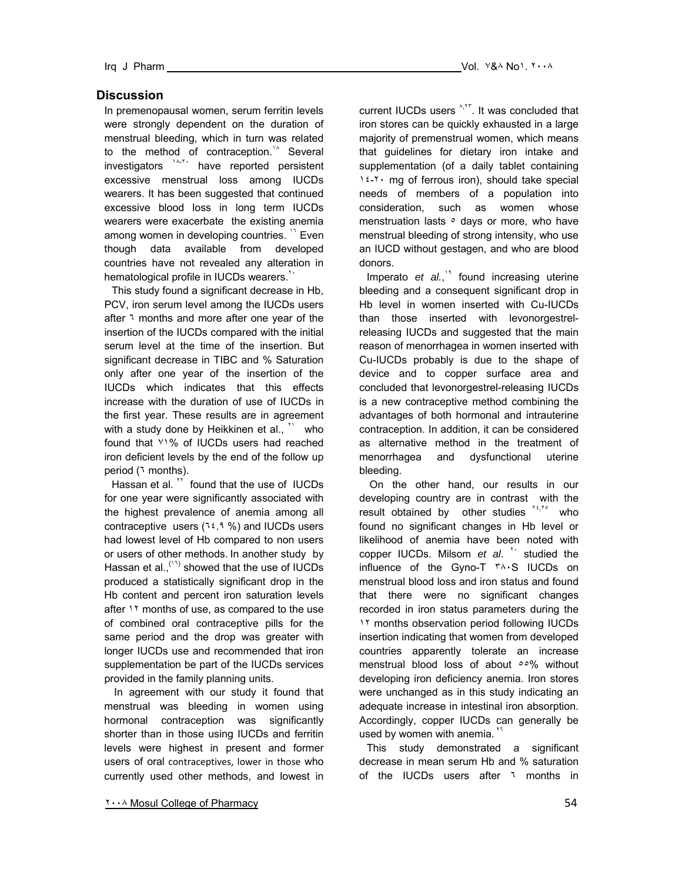## Discussion

In premenopausal women, serum ferritin levels were strongly dependent on the duration of menstrual bleeding, which in turn was related to the method of contraception.[18] Several investigators [18-20] have reported persistent excessive menstrual loss among IUCDs wearers. It has been suggested that continued excessive blood loss in long term IUCDs wearers were exacerbate the existing anemia among women in developing countries. [16] Even though data available from developed countries have not revealed any alteration in hematological profile in IUCDs wearers.[20]

This study found a significant decrease in Hb, PCV, iron serum level among the IUCDs users after 6 months and more after one year of the insertion of the IUCDs compared with the initial serum level at the time of the insertion. But significant decrease in TIBC and % Saturation only after one year of the insertion of the IUCDs which indicates that this effects increase with the duration of use of IUCDs in the first year. These results are in agreement with a study done by Heikkinen et al., [21] who found that 71% of IUCDs users had reached iron deficient levels by the end of the follow up period (6 months).

Hassan et al. [22] found that the use of IUCDs for one year were significantly associated with the highest prevalence of anemia among all contraceptive users (64.9 %) and IUCDs users had lowest level of Hb compared to non users or users of other methods. In another study by Hassan et al.,[16] showed that the use of IUCDs produced a statistically significant drop in the Hb content and percent iron saturation levels after 12 months of use, as compared to the use of combined oral contraceptive pills for the same period and the drop was greater with longer IUCDs use and recommended that iron supplementation be part of the IUCDs services provided in the family planning units.

In agreement with our study it found that menstrual was bleeding in women using hormonal contraception was significantly shorter than in those using IUCDs and ferritin levels were highest in present and former users of oral contraceptives, lower in those who currently used other methods, and lowest in current IUCDs users [8,23]. It was concluded that iron stores can be quickly exhausted in a large majority of premenstrual women, which means that guidelines for dietary iron intake and supplementation (of a daily tablet containing 14-20 mg of ferrous iron), should take special needs of members of a population into consideration, such as women whose menstruation lasts 5 days or more, who have menstrual bleeding of strong intensity, who use an IUCD without gestagen, and who are blood donors.

Imperato *et al.*,[19] found increasing uterine bleeding and a consequent significant drop in Hb level in women inserted with Cu-IUCDs than those inserted with levonorgestrel-releasing IUCDs and suggested that the main reason of menorrhagea in women inserted with Cu-IUCDs probably is due to the shape of device and to copper surface area and concluded that levonorgestrel-releasing IUCDs is a new contraceptive method combining the advantages of both hormonal and intrauterine contraception. In addition, it can be considered as alternative method in the treatment of menorrhagea and dysfunctional uterine bleeding.

On the other hand, our results in our developing country are in contrast with the result obtained by other studies [24,25] who found no significant changes in Hb level or likelihood of anemia have been noted with copper IUCDs. Milsom *et al*. [20] studied the influence of the Gyno-T 380S IUCDs on menstrual blood loss and iron status and found that there were no significant changes recorded in iron status parameters during the 12 months observation period following IUCDs insertion indicating that women from developed countries apparently tolerate an increase menstrual blood loss of about 55% without developing iron deficiency anemia. Iron stores were unchanged as in this study indicating an adequate increase in intestinal iron absorption. Accordingly, copper IUCDs can generally be used by women with anemia. [26]

This study demonstrated a significant decrease in mean serum Hb and % saturation of the IUCDs users after 6 months in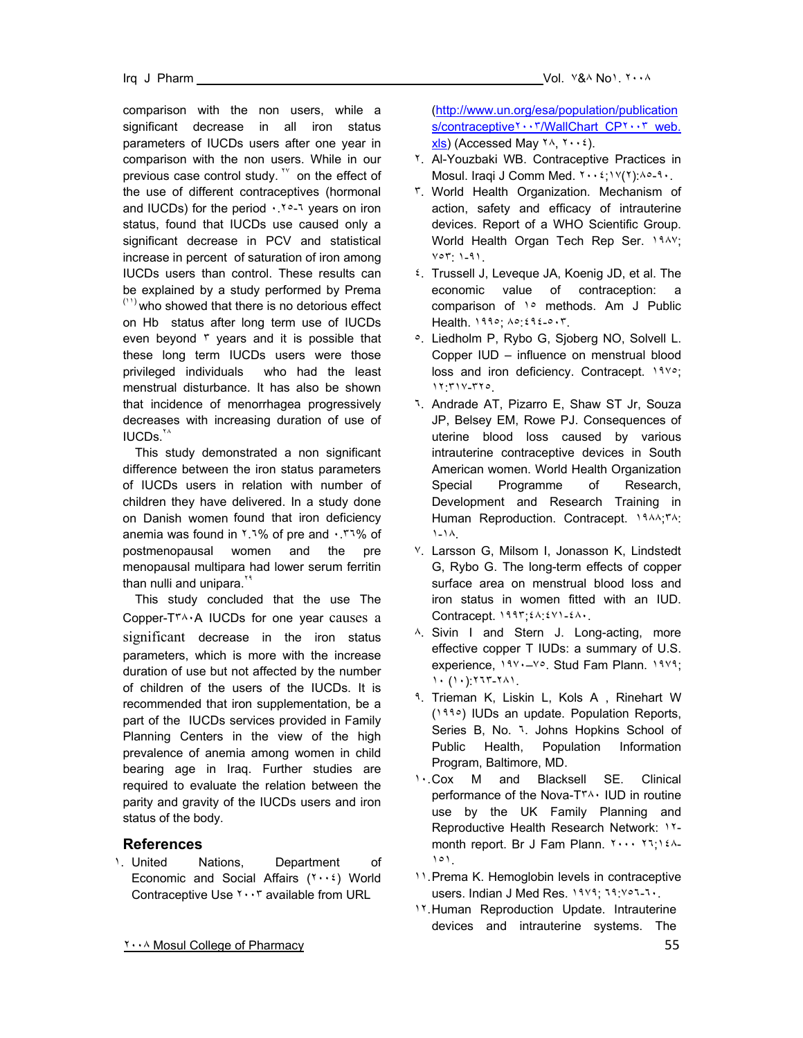comparison with the non users, while a significant decrease in all iron status parameters of IUCDs users after one year in comparison with the non users. While in our previous case control study. [٢٧] on the effect of the use of different contraceptives (hormonal and IUCDs) for the period ٠.٢٥-٦ years on iron status, found that IUCDs use caused only a significant decrease in PCV and statistical increase in percent of saturation of iron among IUCDs users than control. These results can be explained by a study performed by Prema [١١] who showed that there is no detorious effect on Hb status after long term use of IUCDs even beyond ٣ years and it is possible that these long term IUCDs users were those privileged individuals who had the least menstrual disturbance. It has also be shown that incidence of menorrhagea progressively decreases with increasing duration of use of IUCDs.[٢٨]

This study demonstrated a non significant difference between the iron status parameters of IUCDs users in relation with number of children they have delivered. In a study done on Danish women found that iron deficiency anemia was found in ٢.٦% of pre and ٠.٣٦% of postmenopausal women and the pre menopausal multipara had lower serum ferritin than nulli and unipara.[٢٩]

This study concluded that the use The Copper-T٣٨٠A IUCDs for one year causes a significant decrease in the iron status parameters, which is more with the increase duration of use but not affected by the number of children of the users of the IUCDs. It is recommended that iron supplementation, be a part of the IUCDs services provided in Family Planning Centers in the view of the high prevalence of anemia among women in child bearing age in Iraq. Further studies are required to evaluate the relation between the parity and gravity of the IUCDs users and iron status of the body.

## References

١. United Nations, Department of Economic and Social Affairs (٢٠٠٤) World Contraceptive Use ٢٠٠٣ available from URL (http://www.un.org/esa/population/publications/contraceptive٢٠٠٣/WallChart_CP٢٠٠٣_web.xls) (Accessed May ٢٨, ٢٠٠٤).

٢. Al-Youzbaki WB. Contraceptive Practices in Mosul. Iraqi J Comm Med. ٢٠٠٤;١٧(٢):٨٥-٩٠.

٣. World Health Organization. Mechanism of action, safety and efficacy of intrauterine devices. Report of a WHO Scientific Group. World Health Organ Tech Rep Ser. ١٩٨٧; ٧٥٣: ١-٩١.

٤. Trussell J, Leveque JA, Koenig JD, et al. The economic value of contraception: a comparison of ١٥ methods. Am J Public Health. ١٩٩٥; ٨٥:٤٩٤-٥٠٣.

٥. Liedholm P, Rybo G, Sjoberg NO, Solvell L. Copper IUD – influence on menstrual blood loss and iron deficiency. Contracept. ١٩٧٥; ١٢:٣١٧-٣٢٥.

٦. Andrade AT, Pizarro E, Shaw ST Jr, Souza JP, Belsey EM, Rowe PJ. Consequences of uterine blood loss caused by various intrauterine contraceptive devices in South American women. World Health Organization Special Programme of Research, Development and Research Training in Human Reproduction. Contracept. ١٩٨٨;٣٨: ١-١٨.

٧. Larsson G, Milsom I, Jonasson K, Lindstedt G, Rybo G. The long-term effects of copper surface area on menstrual blood loss and iron status in women fitted with an IUD. Contracept. ١٩٩٣;٤٨:٤٧١-٤٨٠.

٨. Sivin I and Stern J. Long-acting, more effective copper T IUDs: a summary of U.S. experience, ١٩٧٠–٧٥. Stud Fam Plann. ١٩٧٩; ١٠ (١٠):٢٦٣-٢٨١.

٩. Trieman K, Liskin L, Kols A , Rinehart W (١٩٩٥) IUDs an update. Population Reports, Series B, No. ٦. Johns Hopkins School of Public Health, Population Information Program, Baltimore, MD.

١٠. Cox M and Blacksell SE. Clinical performance of the Nova-T٣٨٠ IUD in routine use by the UK Family Planning and Reproductive Health Research Network: ١٢-month report. Br J Fam Plann. ٢٠٠٠ ٢٦;١٤٨-١٥١.

١١. Prema K. Hemoglobin levels in contraceptive users. Indian J Med Res. ١٩٧٩; ٦٩:٧٥٦-٦٠.

١٢. Human Reproduction Update. Intrauterine devices and intrauterine systems. The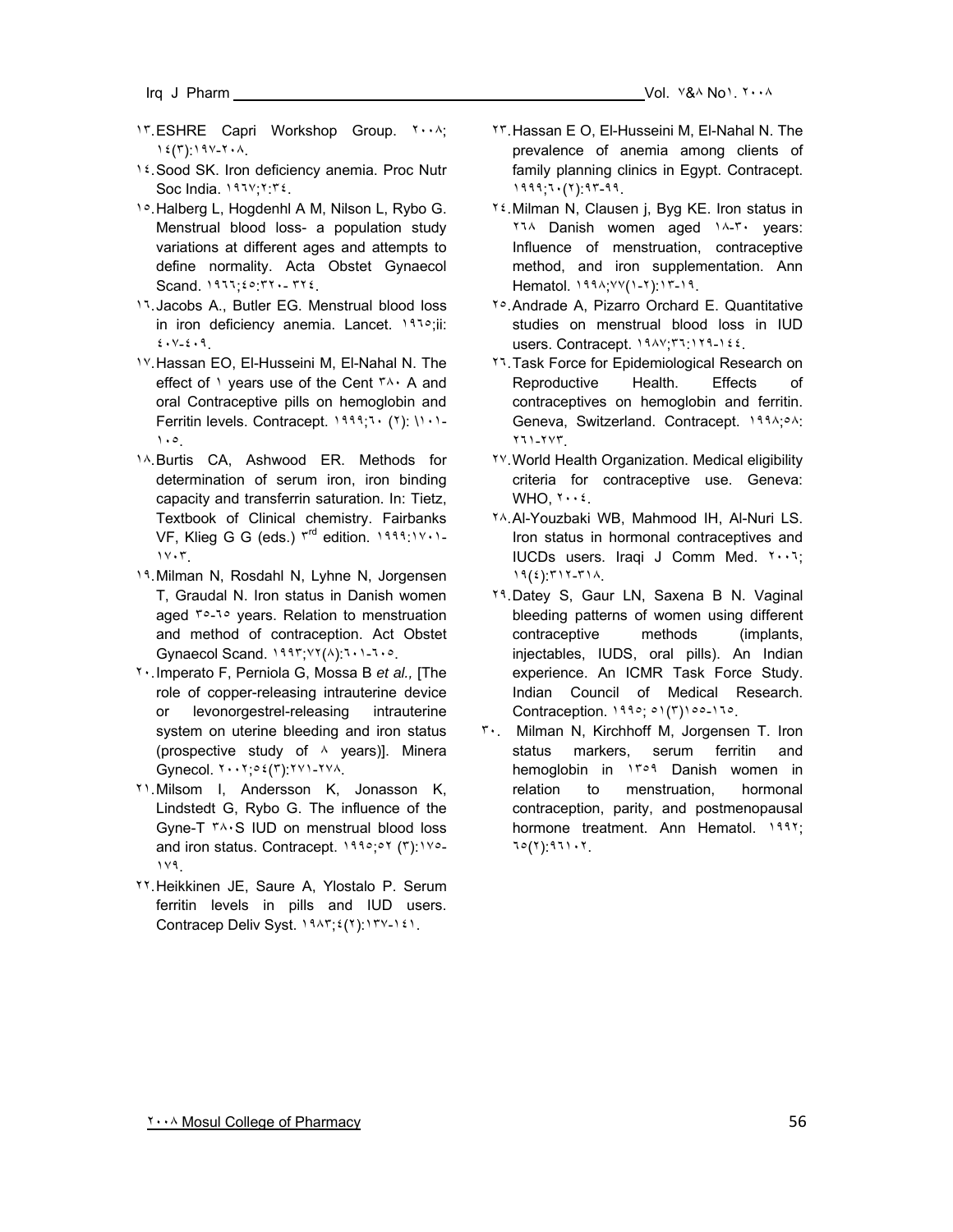13. ESHRE Capri Workshop Group. 2008; 14(3):197-208.
14. Sood SK. Iron deficiency anemia. Proc Nutr Soc India. 1967;2:34.
15. Halberg L, Hogdenhl A M, Nilson L, Rybo G. Menstrual blood loss- a population study variations at different ages and attempts to define normality. Acta Obstet Gynaecol Scand. 1966;45:320- 324.
16. Jacobs A., Butler EG. Menstrual blood loss in iron deficiency anemia. Lancet. 1965;ii: 407-409.
17. Hassan EO, El-Husseini M, El-Nahal N. The effect of 1 years use of the Cent 380 A and oral Contraceptive pills on hemoglobin and Ferritin levels. Contracept. 1999;60 (2): 101-105.
18. Burtis CA, Ashwood ER. Methods for determination of serum iron, iron binding capacity and transferrin saturation. In: Tietz, Textbook of Clinical chemistry. Fairbanks VF, Klieg G G (eds.) 3rd edition. 1999:1701-1703.
19. Milman N, Rosdahl N, Lyhne N, Jorgensen T, Graudal N. Iron status in Danish women aged 35-65 years. Relation to menstruation and method of contraception. Act Obstet Gynaecol Scand. 1993;72(8):601-605.
20. Imperato F, Perniola G, Mossa B *et al.,* [The role of copper-releasing intrauterine device or levonorgestrel-releasing intrauterine system on uterine bleeding and iron status (prospective study of 8 years)]. Minera Gynecol. 2002;54(3):271-278.
21. Milsom I, Andersson K, Jonasson K, Lindstedt G, Rybo G. The influence of the Gyne-T 380S IUD on menstrual blood loss and iron status. Contracept. 1995;52 (3):175-179.
22. Heikkinen JE, Saure A, Ylostalo P. Serum ferritin levels in pills and IUD users. Contracep Deliv Syst. 1983;4(2):137-141.
23. Hassan E O, El-Husseini M, El-Nahal N. The prevalence of anemia among clients of family planning clinics in Egypt. Contracept. 1999;60(2):93-99.
24. Milman N, Clausen j, Byg KE. Iron status in 268 Danish women aged 18-30 years: Influence of menstruation, contraceptive method, and iron supplementation. Ann Hematol. 1998;77(1-2):13-19.
25. Andrade A, Pizarro Orchard E. Quantitative studies on menstrual blood loss in IUD users. Contracept. 1987;36:129-144.
26. Task Force for Epidemiological Research on Reproductive Health. Effects of contraceptives on hemoglobin and ferritin. Geneva, Switzerland. Contracept. 1998;58: 261-273.
27. World Health Organization. Medical eligibility criteria for contraceptive use. Geneva: WHO, 2004.
28. Al-Youzbaki WB, Mahmood IH, Al-Nuri LS. Iron status in hormonal contraceptives and IUCDs users. Iraqi J Comm Med. 2006; 19(4):312-318.
29. Datey S, Gaur LN, Saxena B N. Vaginal bleeding patterns of women using different contraceptive methods (implants, injectables, IUDS, oral pills). An Indian experience. An ICMR Task Force Study. Indian Council of Medical Research. Contraception. 1995; 51(3)155-165.
30. Milman N, Kirchhoff M, Jorgensen T. Iron status markers, serum ferritin and hemoglobin in 1359 Danish women in relation to menstruation, hormonal contraception, parity, and postmenopausal hormone treatment. Ann Hematol. 1992; 65(2):96102.